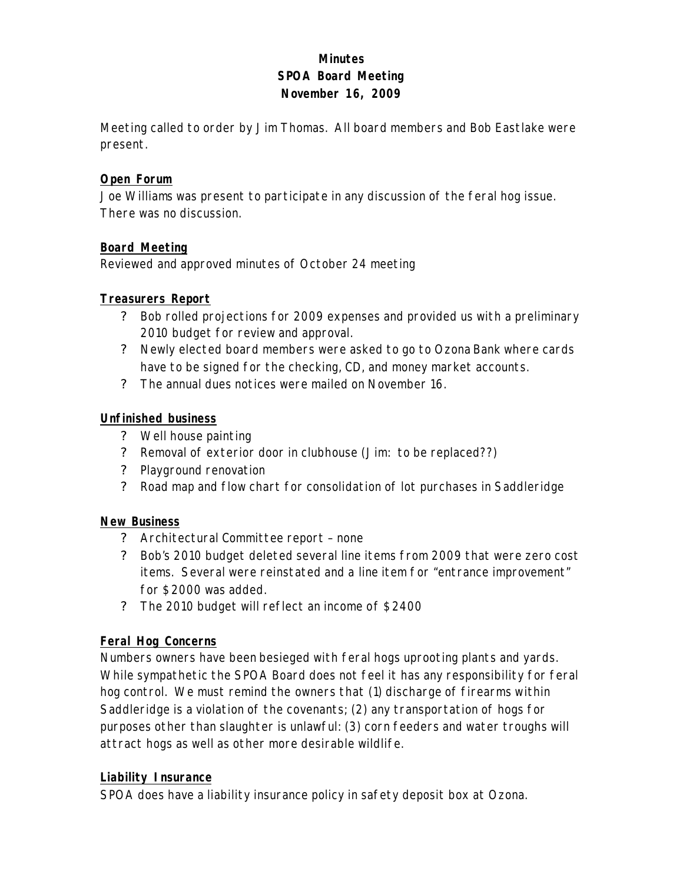**Minutes**
**SPOA Board Meeting**
**November 16, 2009**

Meeting called to order by Jim Thomas. All board members and Bob Eastlake were present.

**Open Forum**

Joe Williams was present to participate in any discussion of the feral hog issue. There was no discussion.

**Board Meeting**

Reviewed and approved minutes of October 24 meeting

**Treasurers Report**

- Bob rolled projections for 2009 expenses and provided us with a preliminary 2010 budget for review and approval.
- Newly elected board members were asked to go to Ozona Bank where cards have to be signed for the checking, CD, and money market accounts.
- The annual dues notices were mailed on November 16.

**Unfinished business**

- Well house painting
- Removal of exterior door in clubhouse (Jim: to be replaced??)
- Playground renovation
- Road map and flow chart for consolidation of lot purchases in Saddleridge

**New Business**

- Architectural Committee report – none
- Bob's 2010 budget deleted several line items from 2009 that were zero cost items. Several were reinstated and a line item for "entrance improvement" for $2000 was added.
- The 2010 budget will reflect an income of $2400

**Feral Hog Concerns**

Numbers owners have been besieged with feral hogs uprooting plants and yards. While sympathetic the SPOA Board does not feel it has any responsibility for feral hog control. We must remind the owners that (1) discharge of firearms within Saddleridge is a violation of the covenants; (2) any transportation of hogs for purposes other than slaughter is unlawful: (3) corn feeders and water troughs will attract hogs as well as other more desirable wildlife.

**Liability Insurance**

SPOA does have a liability insurance policy in safety deposit box at Ozona.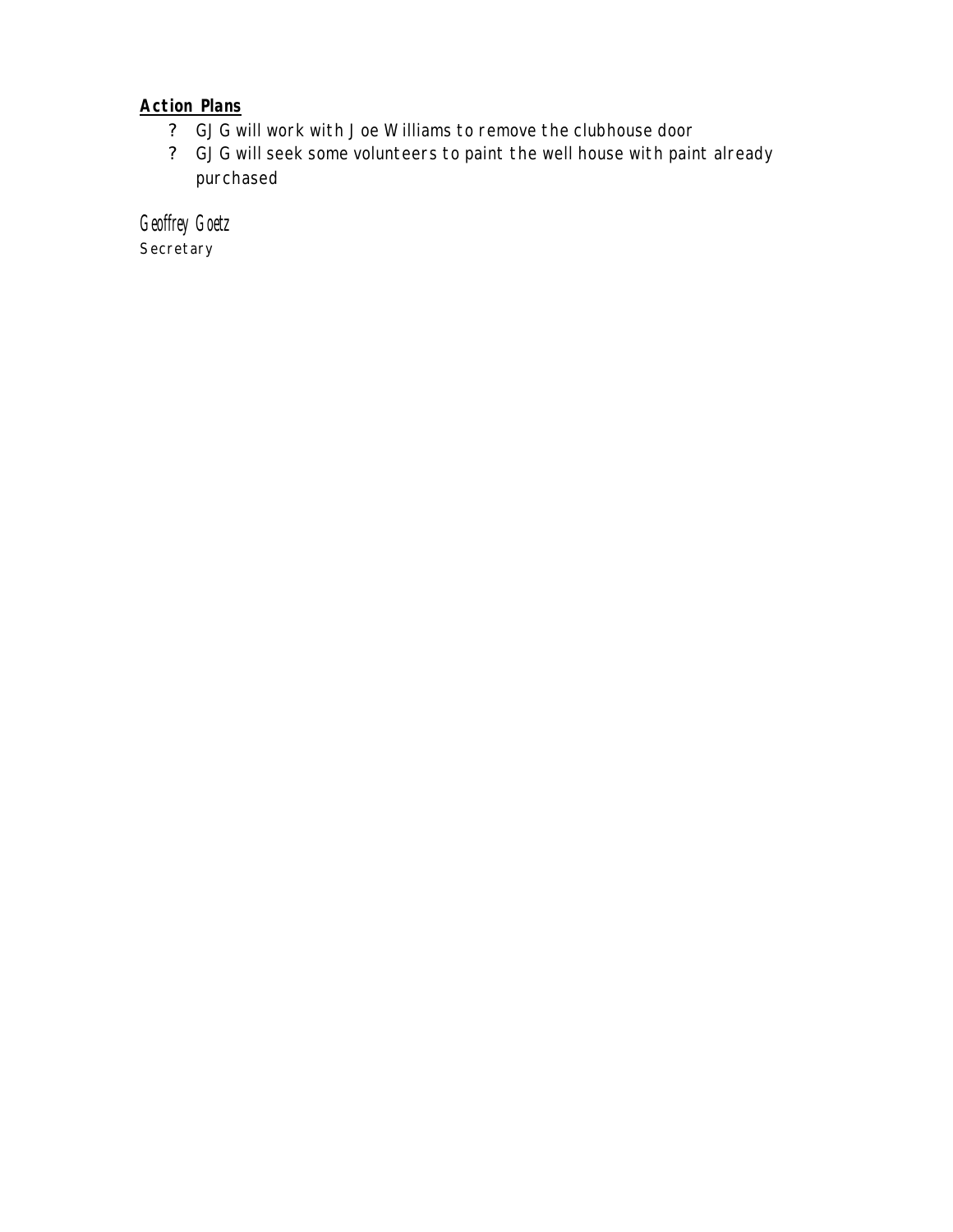**Action Plans**

- GJG will work with Joe Williams to remove the clubhouse door
- GJG will seek some volunteers to paint the well house with paint already purchased

*Geoffrey Goetz*
Secretary